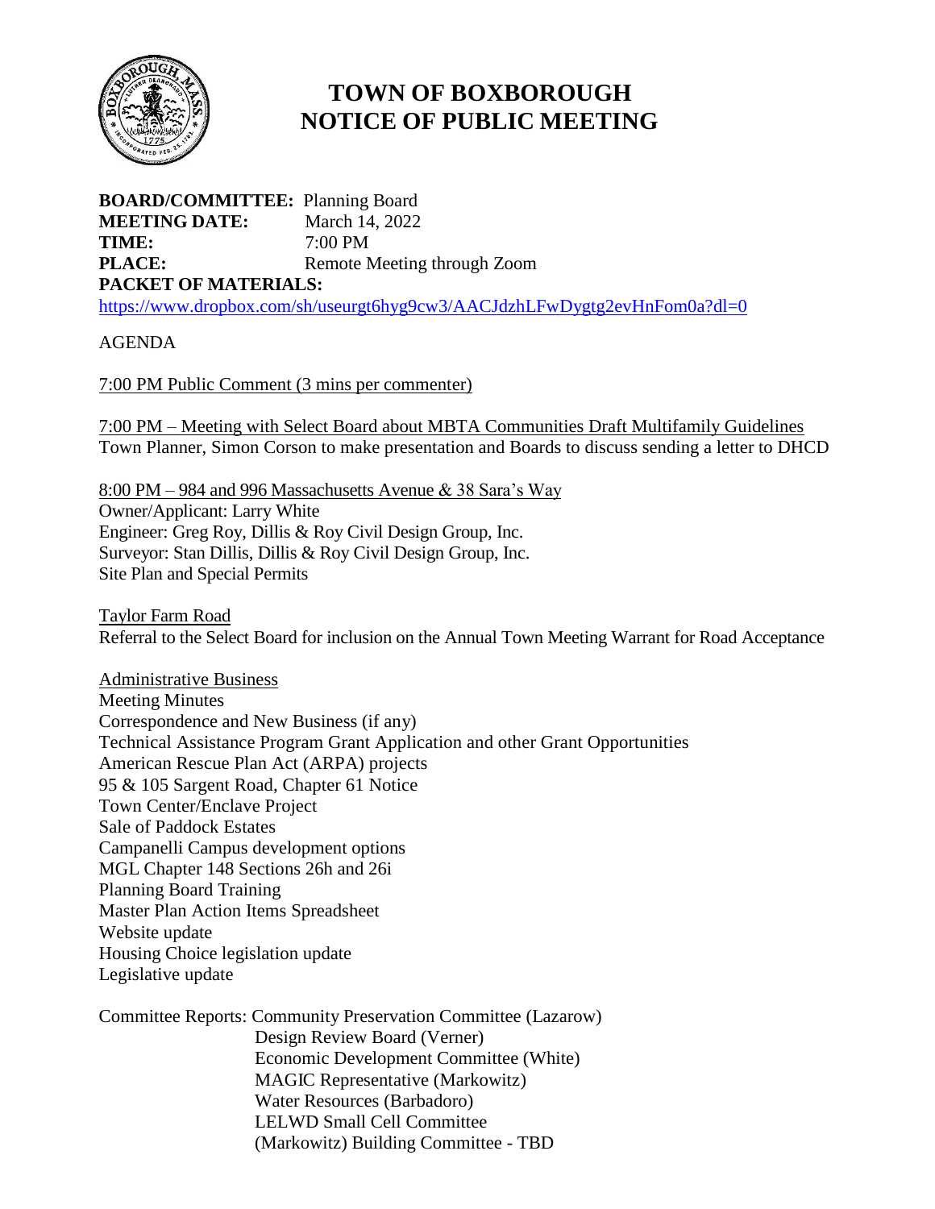# TOWN OF BOXBOROUGH
# NOTICE OF PUBLIC MEETING

**BOARD/COMMITTEE:** Planning Board
**MEETING DATE:** March 14, 2022
**TIME:** 7:00 PM
**PLACE:** Remote Meeting through Zoom
**PACKET OF MATERIALS:**
https://www.dropbox.com/sh/useurgt6hyg9cw3/AACJdzhLFwDygtg2evHnFom0a?dl=0

AGENDA

7:00 PM Public Comment (3 mins per commenter)

7:00 PM – Meeting with Select Board about MBTA Communities Draft Multifamily Guidelines
Town Planner, Simon Corson to make presentation and Boards to discuss sending a letter to DHCD

8:00 PM – 984 and 996 Massachusetts Avenue & 38 Sara's Way
Owner/Applicant: Larry White
Engineer: Greg Roy, Dillis & Roy Civil Design Group, Inc.
Surveyor: Stan Dillis, Dillis & Roy Civil Design Group, Inc.
Site Plan and Special Permits

Taylor Farm Road
Referral to the Select Board for inclusion on the Annual Town Meeting Warrant for Road Acceptance

Administrative Business
Meeting Minutes
Correspondence and New Business (if any)
Technical Assistance Program Grant Application and other Grant Opportunities
American Rescue Plan Act (ARPA) projects
95 & 105 Sargent Road, Chapter 61 Notice
Town Center/Enclave Project
Sale of Paddock Estates
Campanelli Campus development options
MGL Chapter 148 Sections 26h and 26i
Planning Board Training
Master Plan Action Items Spreadsheet
Website update
Housing Choice legislation update
Legislative update

Committee Reports: Community Preservation Committee (Lazarow)
Design Review Board (Verner)
Economic Development Committee (White)
MAGIC Representative (Markowitz)
Water Resources (Barbadoro)
LELWD Small Cell Committee
(Markowitz) Building Committee - TBD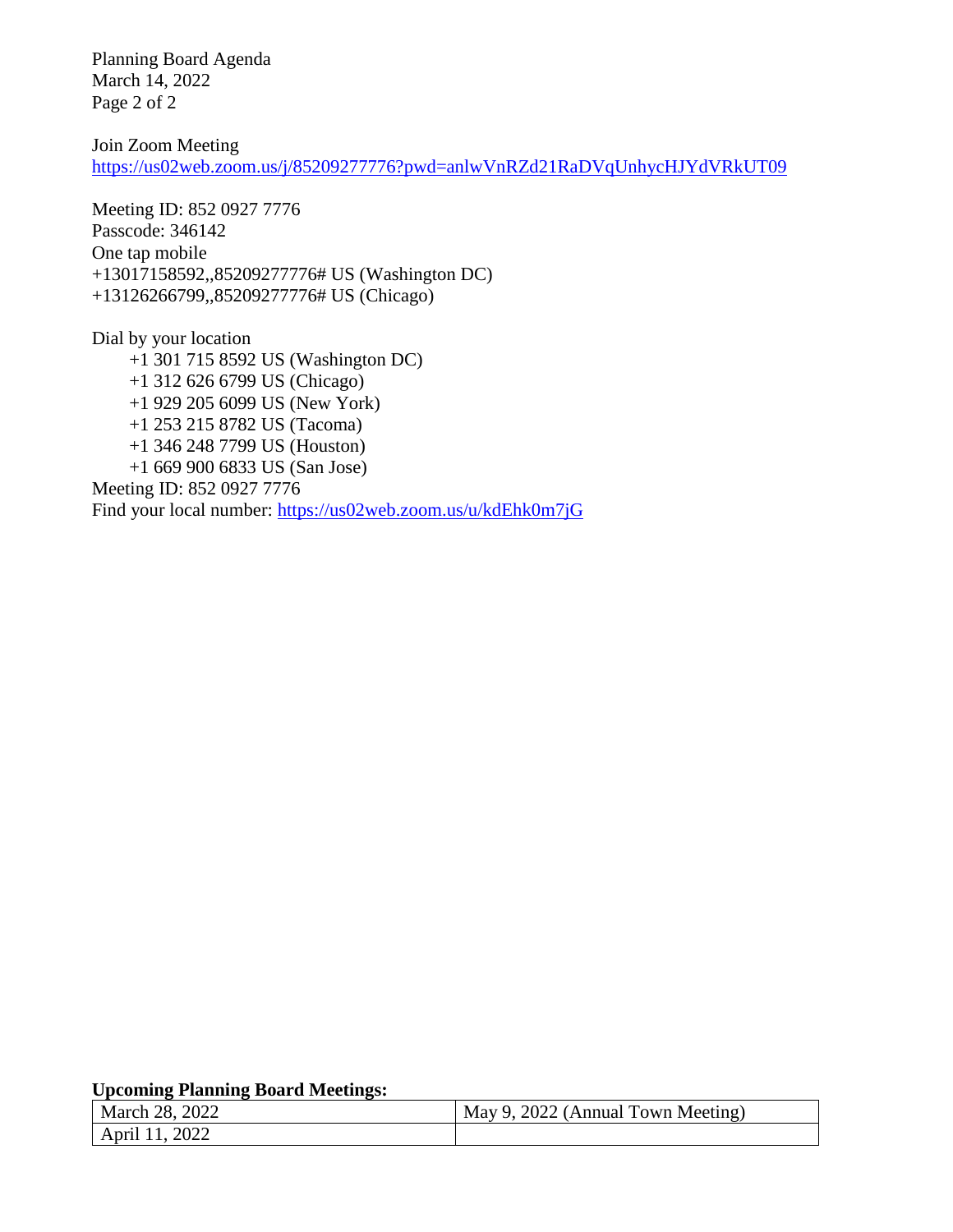Join Zoom Meeting
https://us02web.zoom.us/j/85209277776?pwd=anlwVnRZd21RaDVqUnhycHJYdVRkUT09

Meeting ID: 852 0927 7776
Passcode: 346142
One tap mobile
+13017158592,,85209277776# US (Washington DC)
+13126266799,,85209277776# US (Chicago)

Dial by your location
- +1 301 715 8592 US (Washington DC)
- +1 312 626 6799 US (Chicago)
- +1 929 205 6099 US (New York)
- +1 253 215 8782 US (Tacoma)
- +1 346 248 7799 US (Houston)
- +1 669 900 6833 US (San Jose)

Meeting ID: 852 0927 7776
Find your local number: https://us02web.zoom.us/u/kdEhk0m7jG

**Upcoming Planning Board Meetings:**

| | |
|---|---|
| March 28, 2022 | May 9, 2022 (Annual Town Meeting) |
| April 11, 2022 | |